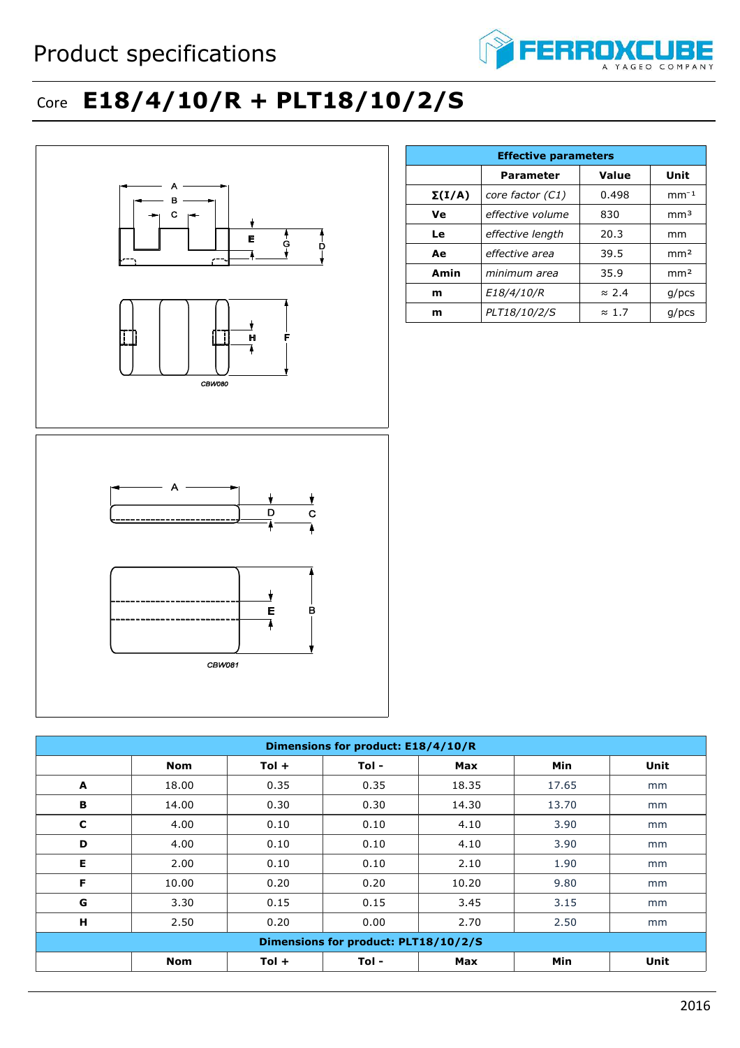# Product specifications

## Core **E18/4/10/R + PLT18/10/2/S**

CBW080

CBW081

| Effective parameters | | | |
|---|---|---|---|
| | Parameter | Value | Unit |
| **Σ(I/A)** | *core factor (C1)* | 0.498 | $mm^{-1}$ |
| **Ve** | *effective volume* | 830 | $mm^3$ |
| **Le** | *effective length* | 20.3 | mm |
| **Ae** | *effective area* | 39.5 | $mm^2$ |
| **Amin** | *minimum area* | 35.9 | $mm^2$ |
| **m** | *E18/4/10/R* | ≈ 2.4 | g/pcs |
| **m** | *PLT18/10/2/S* | ≈ 1.7 | g/pcs |

| Dimensions for product: E18/4/10/R | | | | | | |
|---|---|---|---|---|---|---|
| | **Nom** | **Tol +** | **Tol -** | **Max** | **Min** | **Unit** |
| **A** | 18.00 | 0.35 | 0.35 | 18.35 | 17.65 | mm |
| **B** | 14.00 | 0.30 | 0.30 | 14.30 | 13.70 | mm |
| **C** | 4.00 | 0.10 | 0.10 | 4.10 | 3.90 | mm |
| **D** | 4.00 | 0.10 | 0.10 | 4.10 | 3.90 | mm |
| **E** | 2.00 | 0.10 | 0.10 | 2.10 | 1.90 | mm |
| **F** | 10.00 | 0.20 | 0.20 | 10.20 | 9.80 | mm |
| **G** | 3.30 | 0.15 | 0.15 | 3.45 | 3.15 | mm |
| **H** | 2.50 | 0.20 | 0.00 | 2.70 | 2.50 | mm |

| Dimensions for product: PLT18/10/2/S | | | | | | |
|---|---|---|---|---|---|---|
| | **Nom** | **Tol +** | **Tol -** | **Max** | **Min** | **Unit** |

2016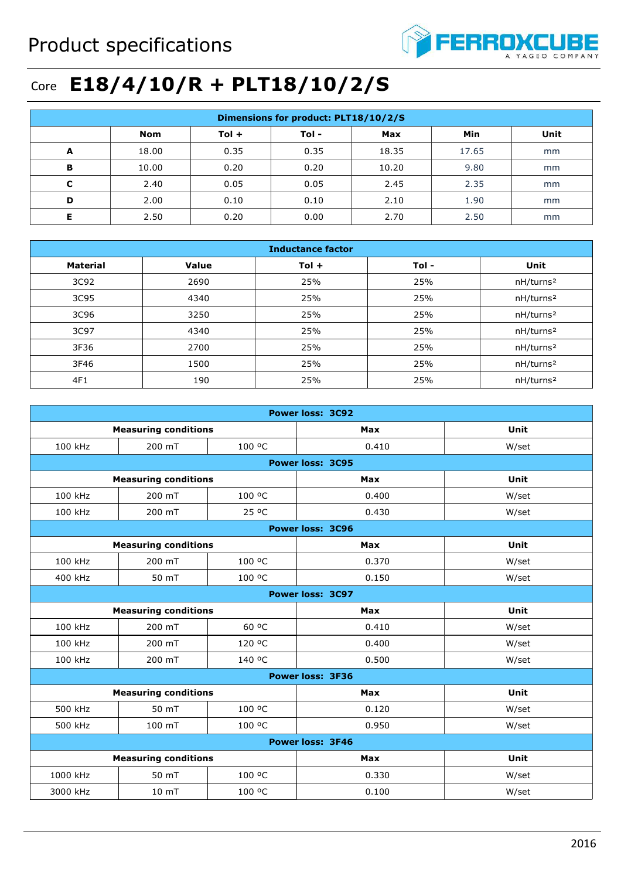# Product specifications

## Core **E18/4/10/R + PLT18/10/2/S**

| Dimensions for product: PLT18/10/2/S | | | | | | |
|---|---|---|---|---|---|---|
| | **Nom** | **Tol +** | **Tol -** | **Max** | **Min** | **Unit** |
| **A** | 18.00 | 0.35 | 0.35 | 18.35 | 17.65 | mm |
| **B** | 10.00 | 0.20 | 0.20 | 10.20 | 9.80 | mm |
| **C** | 2.40 | 0.05 | 0.05 | 2.45 | 2.35 | mm |
| **D** | 2.00 | 0.10 | 0.10 | 2.10 | 1.90 | mm |
| **E** | 2.50 | 0.20 | 0.00 | 2.70 | 2.50 | mm |

| Inductance factor | | | | |
|---|---|---|---|---|
| **Material** | **Value** | **Tol +** | **Tol -** | **Unit** |
| 3C92 | 2690 | 25% | 25% | nH/turns² |
| 3C95 | 4340 | 25% | 25% | nH/turns² |
| 3C96 | 3250 | 25% | 25% | nH/turns² |
| 3C97 | 4340 | 25% | 25% | nH/turns² |
| 3F36 | 2700 | 25% | 25% | nH/turns² |
| 3F46 | 1500 | 25% | 25% | nH/turns² |
| 4F1 | 190 | 25% | 25% | nH/turns² |

| Power loss: 3C92 | | | | |
|---|---|---|---|---|
| **Measuring conditions** | | | **Max** | **Unit** |
| 100 kHz | 200 mT | 100 ºC | 0.410 | W/set |
| **Power loss: 3C95** | | | | |
| **Measuring conditions** | | | **Max** | **Unit** |
| 100 kHz | 200 mT | 100 ºC | 0.400 | W/set |
| 100 kHz | 200 mT | 25 ºC | 0.430 | W/set |
| **Power loss: 3C96** | | | | |
| **Measuring conditions** | | | **Max** | **Unit** |
| 100 kHz | 200 mT | 100 ºC | 0.370 | W/set |
| 400 kHz | 50 mT | 100 ºC | 0.150 | W/set |
| **Power loss: 3C97** | | | | |
| **Measuring conditions** | | | **Max** | **Unit** |
| 100 kHz | 200 mT | 60 ºC | 0.410 | W/set |
| 100 kHz | 200 mT | 120 ºC | 0.400 | W/set |
| 100 kHz | 200 mT | 140 ºC | 0.500 | W/set |
| **Power loss: 3F36** | | | | |
| **Measuring conditions** | | | **Max** | **Unit** |
| 500 kHz | 50 mT | 100 ºC | 0.120 | W/set |
| 500 kHz | 100 mT | 100 ºC | 0.950 | W/set |
| **Power loss: 3F46** | | | | |
| **Measuring conditions** | | | **Max** | **Unit** |
| 1000 kHz | 50 mT | 100 ºC | 0.330 | W/set |
| 3000 kHz | 10 mT | 100 ºC | 0.100 | W/set |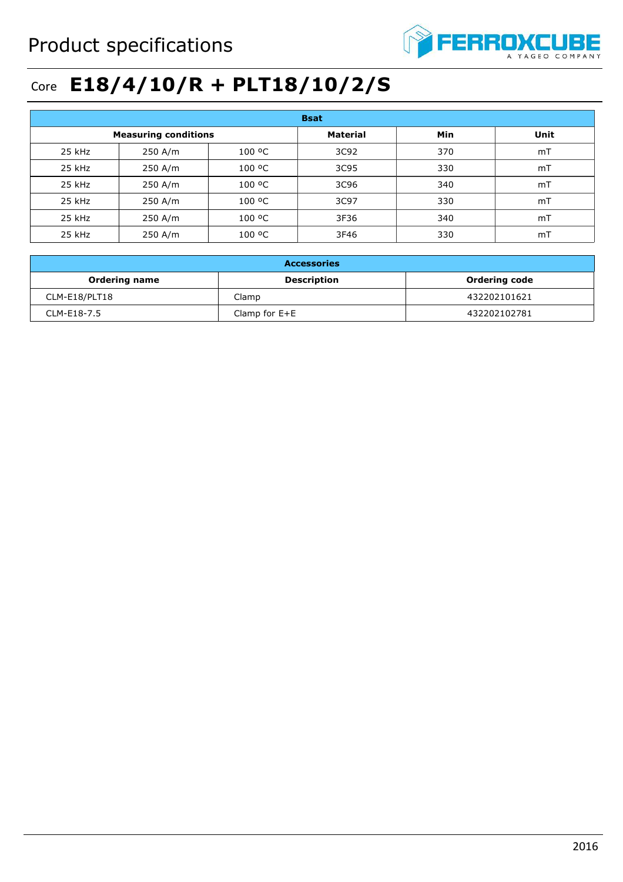# Product specifications

## Core E18/4/10/R + PLT18/10/2/S

| Bsat | | | | | |
|---|---|---|---|---|---|
| Measuring conditions | | | Material | Min | Unit |
| 25 kHz | 250 A/m | 100 ºC | 3C92 | 370 | mT |
| 25 kHz | 250 A/m | 100 ºC | 3C95 | 330 | mT |
| 25 kHz | 250 A/m | 100 ºC | 3C96 | 340 | mT |
| 25 kHz | 250 A/m | 100 ºC | 3C97 | 330 | mT |
| 25 kHz | 250 A/m | 100 ºC | 3F36 | 340 | mT |
| 25 kHz | 250 A/m | 100 ºC | 3F46 | 330 | mT |

| Accessories | | |
|---|---|---|
| Ordering name | Description | Ordering code |
| CLM-E18/PLT18 | Clamp | 432202101621 |
| CLM-E18-7.5 | Clamp for E+E | 432202102781 |